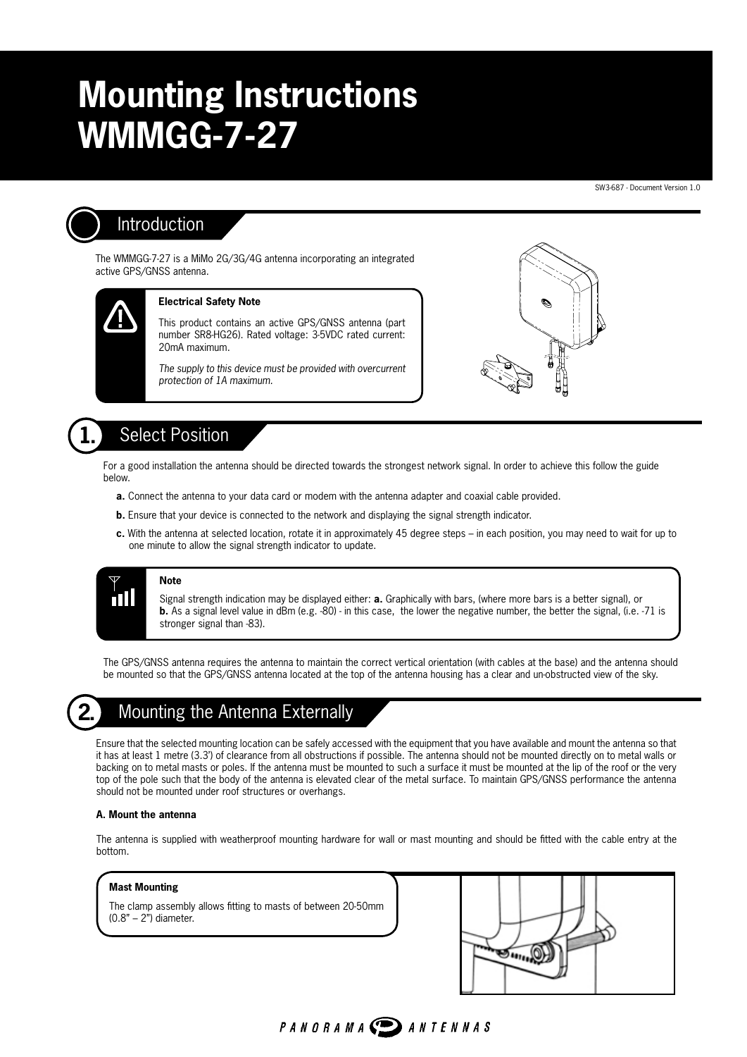# Mounting Instructions
# WMMGG-7-27

SW3-687 - Document Version 1.0

## Introduction

The WMMGG-7-27 is a MiMo 2G/3G/4G antenna incorporating an integrated active GPS/GNSS antenna.

**Electrical Safety Note**

This product contains an active GPS/GNSS antenna (part number SR8-HG26). Rated voltage: 3-5VDC rated current: 20mA maximum.

*The supply to this device must be provided with overcurrent protection of 1A maximum.*

## 1. Select Position

For a good installation the antenna should be directed towards the strongest network signal. In order to achieve this follow the guide below.

**a.** Connect the antenna to your data card or modem with the antenna adapter and coaxial cable provided.

**b.** Ensure that your device is connected to the network and displaying the signal strength indicator.

**c.** With the antenna at selected location, rotate it in approximately 45 degree steps – in each position, you may need to wait for up to one minute to allow the signal strength indicator to update.

**Note**

Signal strength indication may be displayed either: **a.** Graphically with bars, (where more bars is a better signal), or
**b.** As a signal level value in dBm (e.g. -80) - in this case, the lower the negative number, the better the signal, (i.e. -71 is stronger signal than -83).

The GPS/GNSS antenna requires the antenna to maintain the correct vertical orientation (with cables at the base) and the antenna should be mounted so that the GPS/GNSS antenna located at the top of the antenna housing has a clear and un-obstructed view of the sky.

## 2. Mounting the Antenna Externally

Ensure that the selected mounting location can be safely accessed with the equipment that you have available and mount the antenna so that it has at least 1 metre (3.3') of clearance from all obstructions if possible. The antenna should not be mounted directly on to metal walls or backing on to metal masts or poles. If the antenna must be mounted to such a surface it must be mounted at the lip of the roof or the very top of the pole such that the body of the antenna is elevated clear of the metal surface. To maintain GPS/GNSS performance the antenna should not be mounted under roof structures or overhangs.

**A. Mount the antenna**

The antenna is supplied with weatherproof mounting hardware for wall or mast mounting and should be fitted with the cable entry at the bottom.

**Mast Mounting**

The clamp assembly allows fitting to masts of between 20-50mm (0.8" – 2") diameter.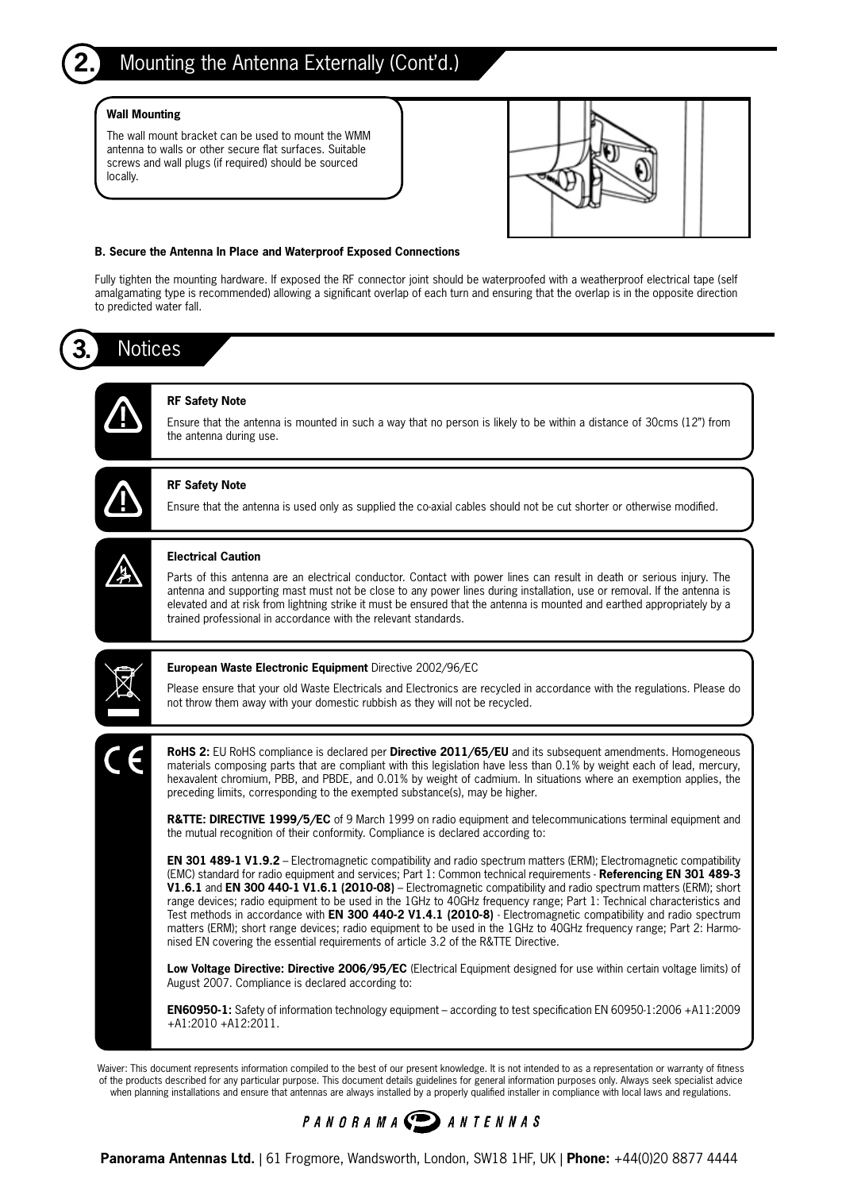## 2. Mounting the Antenna Externally (Cont'd.)

**Wall Mounting**

The wall mount bracket can be used to mount the WMM antenna to walls or other secure flat surfaces. Suitable screws and wall plugs (if required) should be sourced locally.

**B. Secure the Antenna In Place and Waterproof Exposed Connections**

Fully tighten the mounting hardware. If exposed the RF connector joint should be waterproofed with a weatherproof electrical tape (self amalgamating type is recommended) allowing a significant overlap of each turn and ensuring that the overlap is in the opposite direction to predicted water fall.

## 3. Notices

**RF Safety Note**

Ensure that the antenna is mounted in such a way that no person is likely to be within a distance of 30cms (12") from the antenna during use.

**RF Safety Note**

Ensure that the antenna is used only as supplied the co-axial cables should not be cut shorter or otherwise modified.

**Electrical Caution**

Parts of this antenna are an electrical conductor. Contact with power lines can result in death or serious injury. The antenna and supporting mast must not be close to any power lines during installation, use or removal. If the antenna is elevated and at risk from lightning strike it must be ensured that the antenna is mounted and earthed appropriately by a trained professional in accordance with the relevant standards.

**European Waste Electronic Equipment** Directive 2002/96/EC

Please ensure that your old Waste Electricals and Electronics are recycled in accordance with the regulations. Please do not throw them away with your domestic rubbish as they will not be recycled.

**RoHS 2:** EU RoHS compliance is declared per **Directive 2011/65/EU** and its subsequent amendments. Homogeneous materials composing parts that are compliant with this legislation have less than 0.1% by weight each of lead, mercury, hexavalent chromium, PBB, and PBDE, and 0.01% by weight of cadmium. In situations where an exemption applies, the preceding limits, corresponding to the exempted substance(s), may be higher.

**R&TTE: DIRECTIVE 1999/5/EC** of 9 March 1999 on radio equipment and telecommunications terminal equipment and the mutual recognition of their conformity. Compliance is declared according to:

**EN 301 489-1 V1.9.2** – Electromagnetic compatibility and radio spectrum matters (ERM); Electromagnetic compatibility (EMC) standard for radio equipment and services; Part 1: Common technical requirements - **Referencing EN 301 489-3 V1.6.1** and **EN 300 440-1 V1.6.1 (2010-08)** – Electromagnetic compatibility and radio spectrum matters (ERM); short range devices; radio equipment to be used in the 1GHz to 40GHz frequency range; Part 1: Technical characteristics and Test methods in accordance with **EN 300 440-2 V1.4.1 (2010-8)** - Electromagnetic compatibility and radio spectrum matters (ERM); short range devices; radio equipment to be used in the 1GHz to 40GHz frequency range; Part 2: Harmonised EN covering the essential requirements of article 3.2 of the R&TTE Directive.

**Low Voltage Directive: Directive 2006/95/EC** (Electrical Equipment designed for use within certain voltage limits) of August 2007. Compliance is declared according to:

**EN60950-1:** Safety of information technology equipment – according to test specification EN 60950-1:2006 +A11:2009 +A1:2010 +A12:2011.

Waiver: This document represents information compiled to the best of our present knowledge. It is not intended to as a representation or warranty of fitness of the products described for any particular purpose. This document details guidelines for general information purposes only. Always seek specialist advice when planning installations and ensure that antennas are always installed by a properly qualified installer in compliance with local laws and regulations.

PANORAMA ANTENNAS

**Panorama Antennas Ltd.** | 61 Frogmore, Wandsworth, London, SW18 1HF, UK | **Phone:** +44(0)20 8877 4444